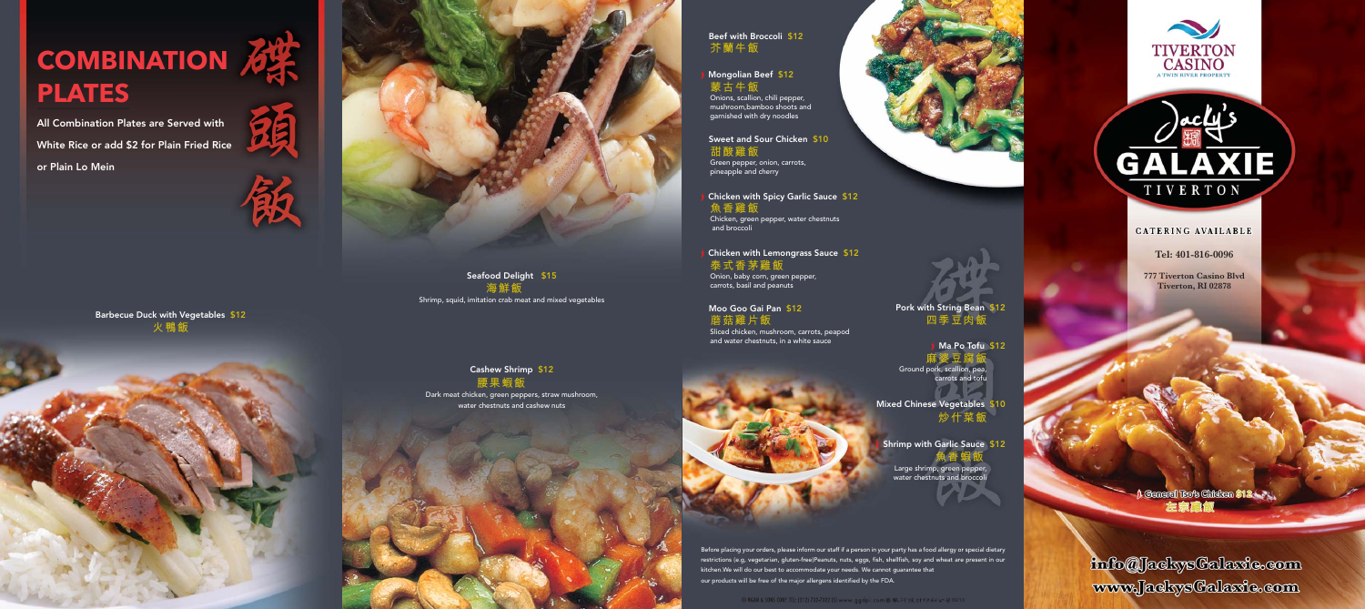# COMBINATION PLATES

碟頭飯

All Combination Plates are Served with White Rice or add $2 for Plain Fried Rice or Plain Lo Mein

**Barbecue Duck with Vegetables** $12
火鴨飯

**Seafood Delight** $15
海鮮飯
Shrimp, squid, imitation crab meat and mixed vegetables

**Cashew Shrimp** $12
腰果蝦飯
Dark meat chicken, green peppers, straw mushroom, water chestnuts and cashew nuts

**Beef with Broccoli** $12
芥蘭牛飯

**Mongolian Beef** $12
蒙古牛飯
Onions, scallion, chili pepper, mushroom,bamboo shoots and garnished with dry noodles

**Sweet and Sour Chicken** $10
甜酸雞飯
Green pepper, onion, carrots, pineapple and cherry

**Chicken with Spicy Garlic Sauce** $12
魚香雞飯
Chicken, green pepper, water chestnuts and broccoli

**Chicken with Lemongrass Sauce** $12
泰式香茅雞飯
Onion, baby corn, green pepper, carrots, basil and peanuts

**Moo Goo Gai Pan** $12
蘑菇雞片飯
Sliced chicken, mushroom, carrots, peapod and water chestnuts, in a white sauce

**Pork with String Bean** $12
四季豆肉飯

**Ma Po Tofu** $12
麻婆豆腐飯
Ground pork, scallion, pea, carrots and tofu

**Mixed Chinese Vegetables** $10
炒什菜飯

**Shrimp with Garlic Sauce** $12
魚香蝦飯
Large shrimp, green pepper, water chestnuts and broccoli

Before placing your orders, please inform our staff if a person in your party has a food allergy or special dietary restrictions (e.g. vegetarian, gluten-free)Peanuts, nuts, eggs, fish, shellfish, soy and wheat are present in our kitchen.We will do our best to accommodate your needs. We cannot guarantee that our products will be free of the major allergens identified by the FDA.

TIVERTON CASINO
A TWIN RIVER PROPERTY

Jacky's GALAXIE TIVERTON

CATERING AVAILABLE

Tel: 401-816-0096

777 Tiverton Casino Blvd
Tiverton, RI 02878

**General Tso's Chicken** $12
左宗雞飯

info@JackysGalaxie.com
www.JackysGalaxie.com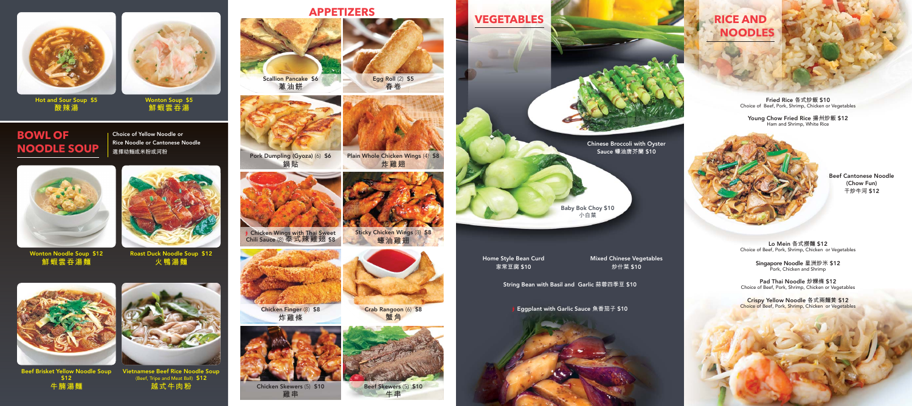Hot and Sour Soup $5
酸辣湯

Wonton Soup $5
鮮蝦雲吞湯

## BOWL OF NOODLE SOUP

Choice of Yellow Noodle or Rice Noodle or Cantonese Noodle
選擇幼麵或米粉或河粉

Wonton Noodle Soup $12
鮮蝦雲吞湯麵

Roast Duck Noodle Soup $12
火鴨湯麵

Beef Brisket Yellow Noodle Soup $12
牛腩湯麵

Vietnamese Beef Rice Noodle Soup (Beef, Tripe and Meat Ball) $12
越式牛肉粉

## APPETIZERS

Scallion Pancake $6
蔥油餅

Egg Roll (2) $5
春卷

Pork Dumpling (Gyoza) (6) $6
鍋貼

Plain Whole Chicken Wings (4) $8
炸雞翅

Chicken Wings with Thai Sweet Chili Sauce (8) 泰式辣雞翅 $8

Sticky Chicken Wings (8) $8
蠔油雞翅

Chicken Finger (8) $8
炸雞條

Crab Rangoon (6) $8
蟹角

Chicken Skewers (5) $10
雞串

Beef Skewers (5) $10
牛串

## VEGETABLES

Chinese Broccoli with Oyster Sauce 蠔油唐芥蘭 $10

Baby Bok Choy $10
小白菜

Home Style Bean Curd
家常豆腐 $10

Mixed Chinese Vegetables
炒什菜 $10

String Bean with Basil and Garlic 蒜蓉四季豆 $10

Eggplant with Garlic Sauce 魚香茄子 $10

## RICE AND NOODLES

Fried Rice 各式炒飯 $10
Choice of Beef, Pork, Shrimp, Chicken or Vegetables

Young Chow Fried Rice 揚州炒飯 $12
Ham and Shrimp, White Rice

Beef Cantonese Noodle (Chow Fun)
干炒牛河 $12

Lo Mein 各式撈麵 $12
Choice of Beef, Pork, Shrimp, Chicken or Vegetables

Singapore Noodle 星洲炒米 $12
Pork, Chicken and Shrimp

Pad Thai Noodle 炒粿條 $12
Choice of Beef, Pork, Shrimp, Chicken or Vegetables

Crispy Yellow Noodle 各式兩麵黃 $12
Choice of Beef, Pork, Shrimp, Chicken or Vegetables